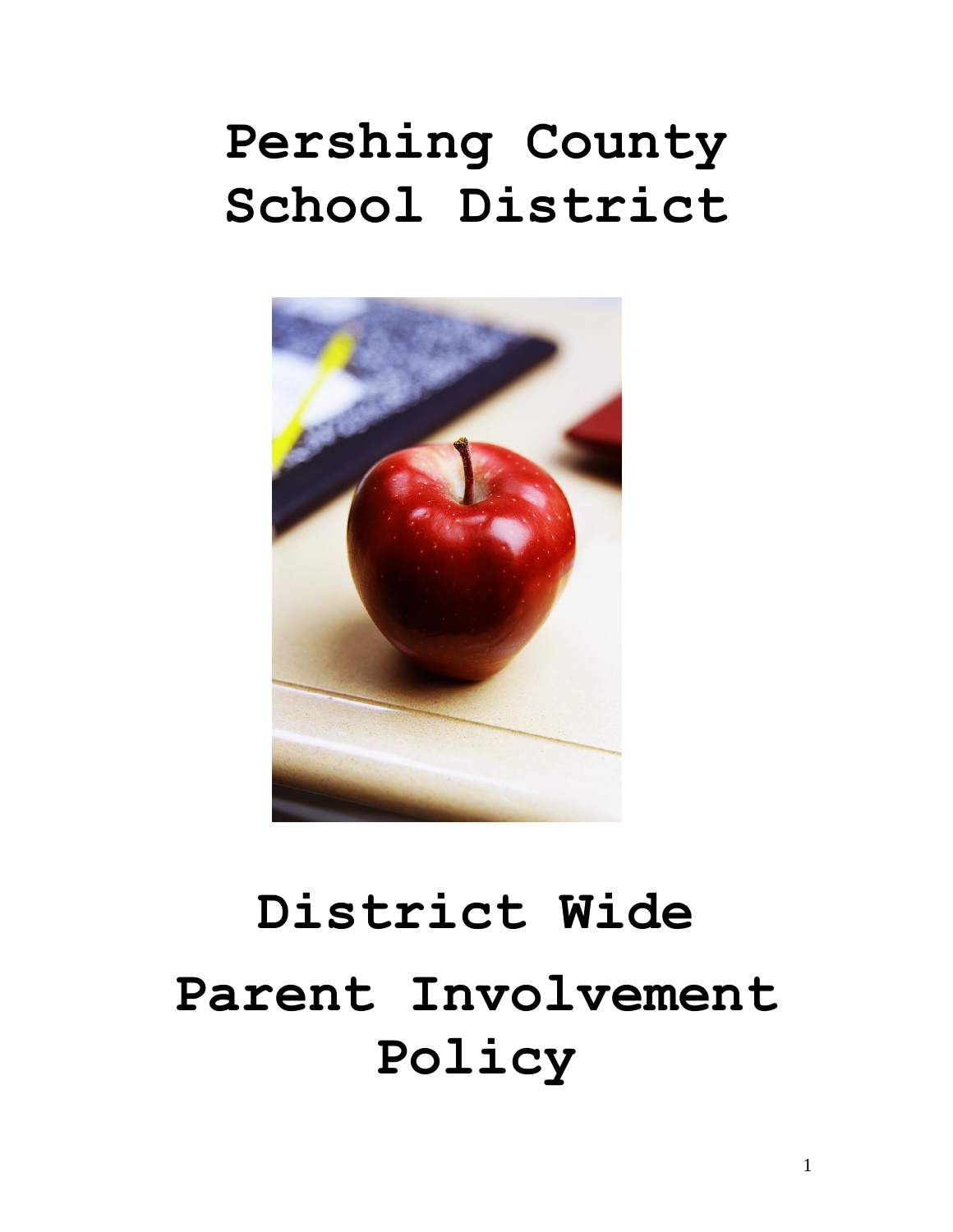# Pershing County School District

# District Wide Parent Involvement Policy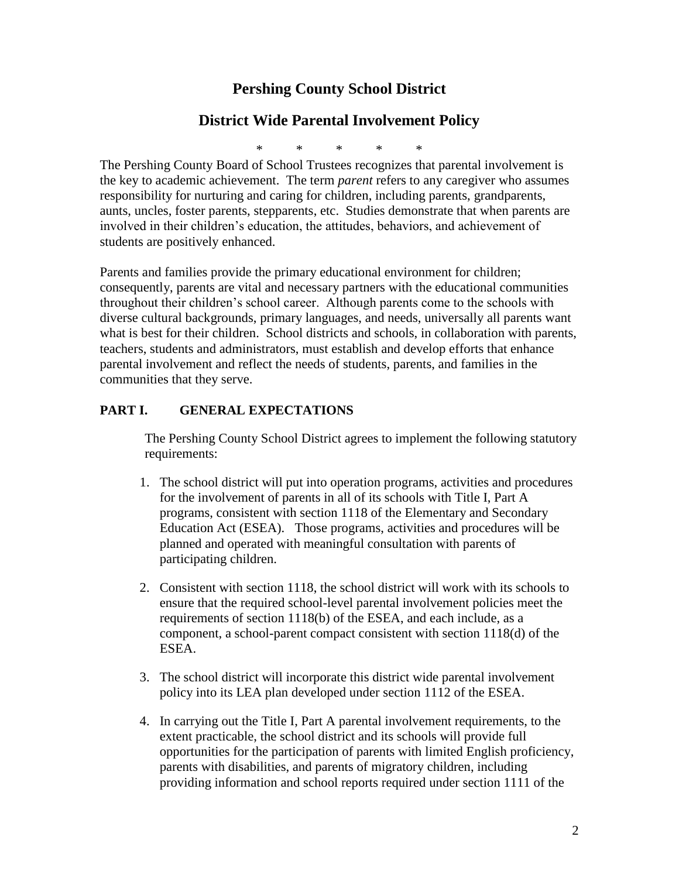# Pershing County School District

## District Wide Parental Involvement Policy

\* \* \* \* \*

The Pershing County Board of School Trustees recognizes that parental involvement is the key to academic achievement. The term *parent* refers to any caregiver who assumes responsibility for nurturing and caring for children, including parents, grandparents, aunts, uncles, foster parents, stepparents, etc. Studies demonstrate that when parents are involved in their children's education, the attitudes, behaviors, and achievement of students are positively enhanced.

Parents and families provide the primary educational environment for children; consequently, parents are vital and necessary partners with the educational communities throughout their children's school career. Although parents come to the schools with diverse cultural backgrounds, primary languages, and needs, universally all parents want what is best for their children. School districts and schools, in collaboration with parents, teachers, students and administrators, must establish and develop efforts that enhance parental involvement and reflect the needs of students, parents, and families in the communities that they serve.

### PART I. GENERAL EXPECTATIONS

The Pershing County School District agrees to implement the following statutory requirements:

1. The school district will put into operation programs, activities and procedures for the involvement of parents in all of its schools with Title I, Part A programs, consistent with section 1118 of the Elementary and Secondary Education Act (ESEA). Those programs, activities and procedures will be planned and operated with meaningful consultation with parents of participating children.

2. Consistent with section 1118, the school district will work with its schools to ensure that the required school-level parental involvement policies meet the requirements of section 1118(b) of the ESEA, and each include, as a component, a school-parent compact consistent with section 1118(d) of the ESEA.

3. The school district will incorporate this district wide parental involvement policy into its LEA plan developed under section 1112 of the ESEA.

4. In carrying out the Title I, Part A parental involvement requirements, to the extent practicable, the school district and its schools will provide full opportunities for the participation of parents with limited English proficiency, parents with disabilities, and parents of migratory children, including providing information and school reports required under section 1111 of the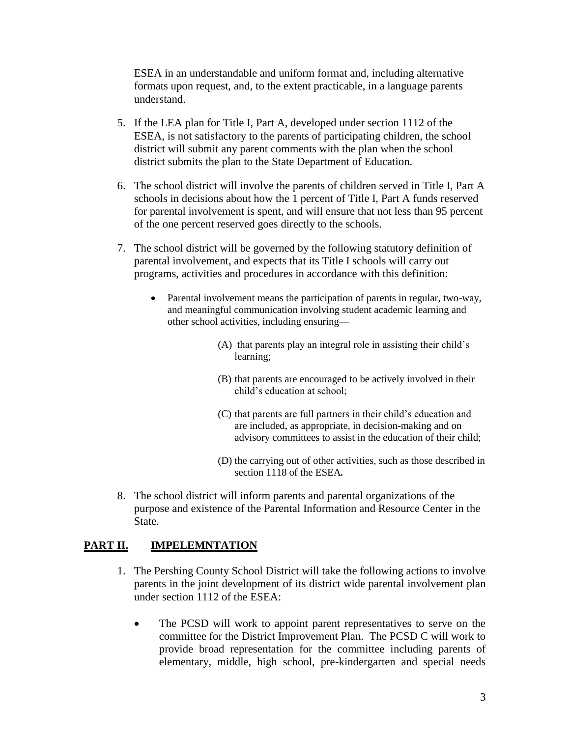ESEA in an understandable and uniform format and, including alternative formats upon request, and, to the extent practicable, in a language parents understand.

5. If the LEA plan for Title I, Part A, developed under section 1112 of the ESEA, is not satisfactory to the parents of participating children, the school district will submit any parent comments with the plan when the school district submits the plan to the State Department of Education.

6. The school district will involve the parents of children served in Title I, Part A schools in decisions about how the 1 percent of Title I, Part A funds reserved for parental involvement is spent, and will ensure that not less than 95 percent of the one percent reserved goes directly to the schools.

7. The school district will be governed by the following statutory definition of parental involvement, and expects that its Title I schools will carry out programs, activities and procedures in accordance with this definition:

   - Parental involvement means the participation of parents in regular, two-way, and meaningful communication involving student academic learning and other school activities, including ensuring—

     (A) that parents play an integral role in assisting their child's learning;

     (B) that parents are encouraged to be actively involved in their child's education at school;

     (C) that parents are full partners in their child's education and are included, as appropriate, in decision-making and on advisory committees to assist in the education of their child;

     (D) the carrying out of other activities, such as those described in section 1118 of the ESEA.

8. The school district will inform parents and parental organizations of the purpose and existence of the Parental Information and Resource Center in the State.

## PART II. IMPELEMNTATION

1. The Pershing County School District will take the following actions to involve parents in the joint development of its district wide parental involvement plan under section 1112 of the ESEA:

   - The PCSD will work to appoint parent representatives to serve on the committee for the District Improvement Plan. The PCSD C will work to provide broad representation for the committee including parents of elementary, middle, high school, pre-kindergarten and special needs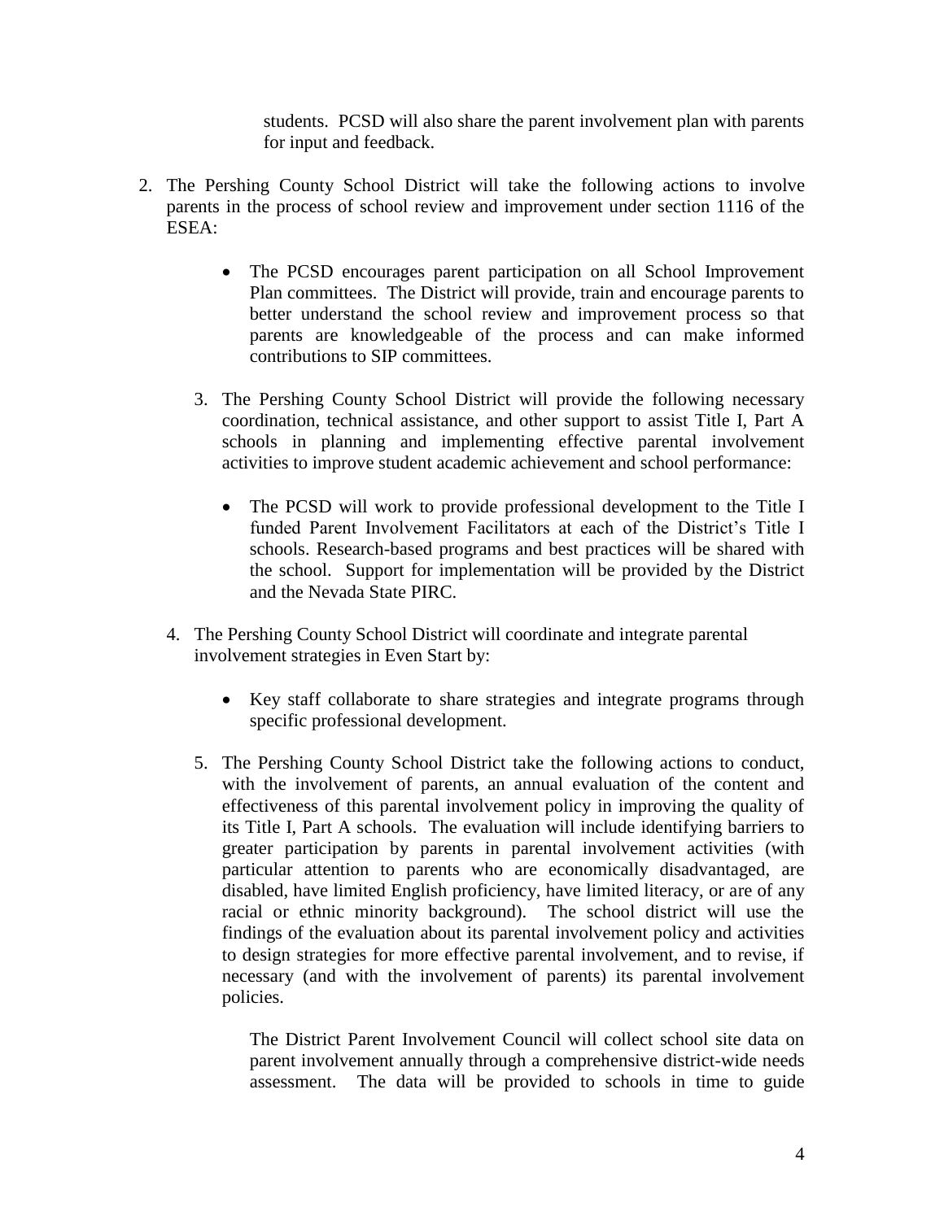students. PCSD will also share the parent involvement plan with parents for input and feedback.

2. The Pershing County School District will take the following actions to involve parents in the process of school review and improvement under section 1116 of the ESEA:

   - The PCSD encourages parent participation on all School Improvement Plan committees. The District will provide, train and encourage parents to better understand the school review and improvement process so that parents are knowledgeable of the process and can make informed contributions to SIP committees.

3. The Pershing County School District will provide the following necessary coordination, technical assistance, and other support to assist Title I, Part A schools in planning and implementing effective parental involvement activities to improve student academic achievement and school performance:

   - The PCSD will work to provide professional development to the Title I funded Parent Involvement Facilitators at each of the District's Title I schools. Research-based programs and best practices will be shared with the school. Support for implementation will be provided by the District and the Nevada State PIRC.

4. The Pershing County School District will coordinate and integrate parental involvement strategies in Even Start by:

   - Key staff collaborate to share strategies and integrate programs through specific professional development.

5. The Pershing County School District take the following actions to conduct, with the involvement of parents, an annual evaluation of the content and effectiveness of this parental involvement policy in improving the quality of its Title I, Part A schools. The evaluation will include identifying barriers to greater participation by parents in parental involvement activities (with particular attention to parents who are economically disadvantaged, are disabled, have limited English proficiency, have limited literacy, or are of any racial or ethnic minority background). The school district will use the findings of the evaluation about its parental involvement policy and activities to design strategies for more effective parental involvement, and to revise, if necessary (and with the involvement of parents) its parental involvement policies.

   The District Parent Involvement Council will collect school site data on parent involvement annually through a comprehensive district-wide needs assessment. The data will be provided to schools in time to guide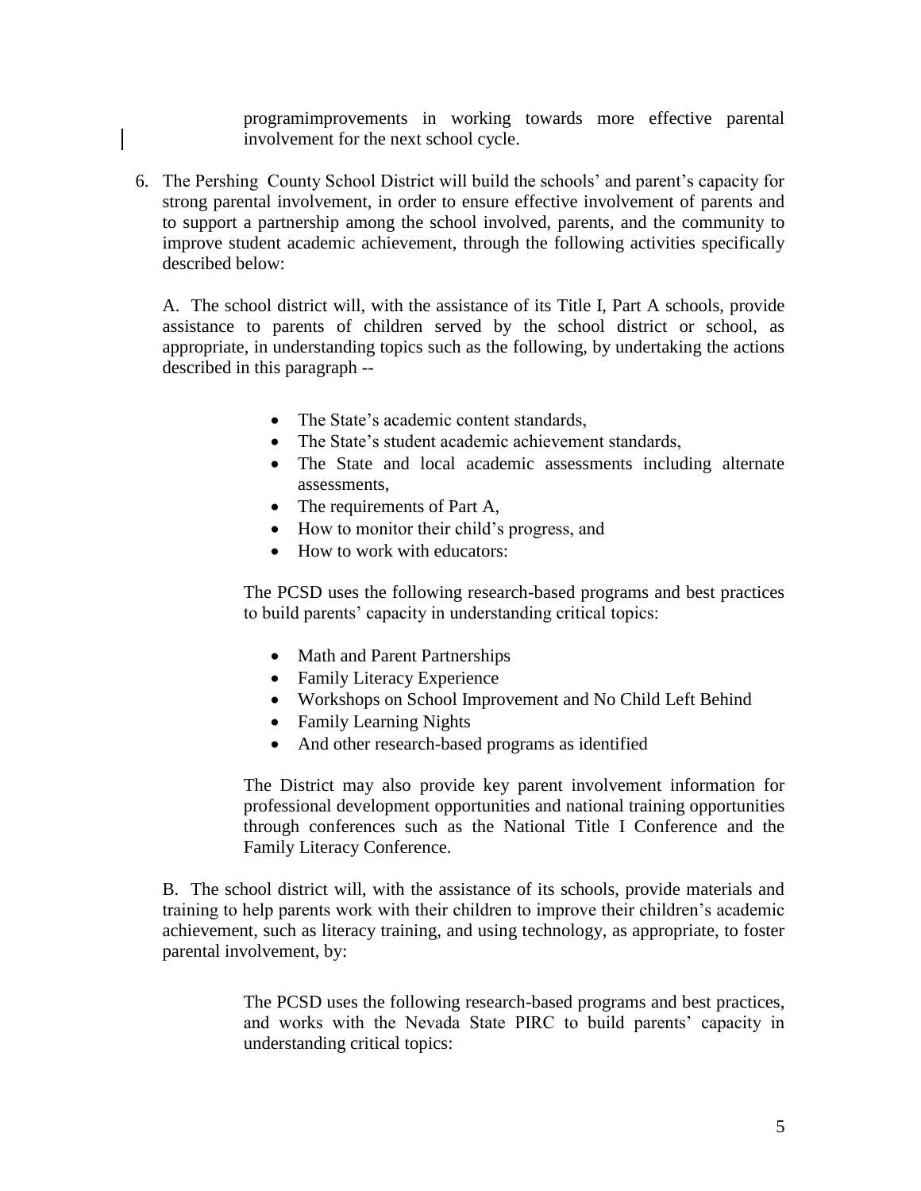programimprovements in working towards more effective parental involvement for the next school cycle.

6. The Pershing County School District will build the schools' and parent's capacity for strong parental involvement, in order to ensure effective involvement of parents and to support a partnership among the school involved, parents, and the community to improve student academic achievement, through the following activities specifically described below:

   A. The school district will, with the assistance of its Title I, Part A schools, provide assistance to parents of children served by the school district or school, as appropriate, in understanding topics such as the following, by undertaking the actions described in this paragraph --

   - The State's academic content standards,
   - The State's student academic achievement standards,
   - The State and local academic assessments including alternate assessments,
   - The requirements of Part A,
   - How to monitor their child's progress, and
   - How to work with educators:

   The PCSD uses the following research-based programs and best practices to build parents' capacity in understanding critical topics:

   - Math and Parent Partnerships
   - Family Literacy Experience
   - Workshops on School Improvement and No Child Left Behind
   - Family Learning Nights
   - And other research-based programs as identified

   The District may also provide key parent involvement information for professional development opportunities and national training opportunities through conferences such as the National Title I Conference and the Family Literacy Conference.

   B. The school district will, with the assistance of its schools, provide materials and training to help parents work with their children to improve their children's academic achievement, such as literacy training, and using technology, as appropriate, to foster parental involvement, by:

   The PCSD uses the following research-based programs and best practices, and works with the Nevada State PIRC to build parents' capacity in understanding critical topics: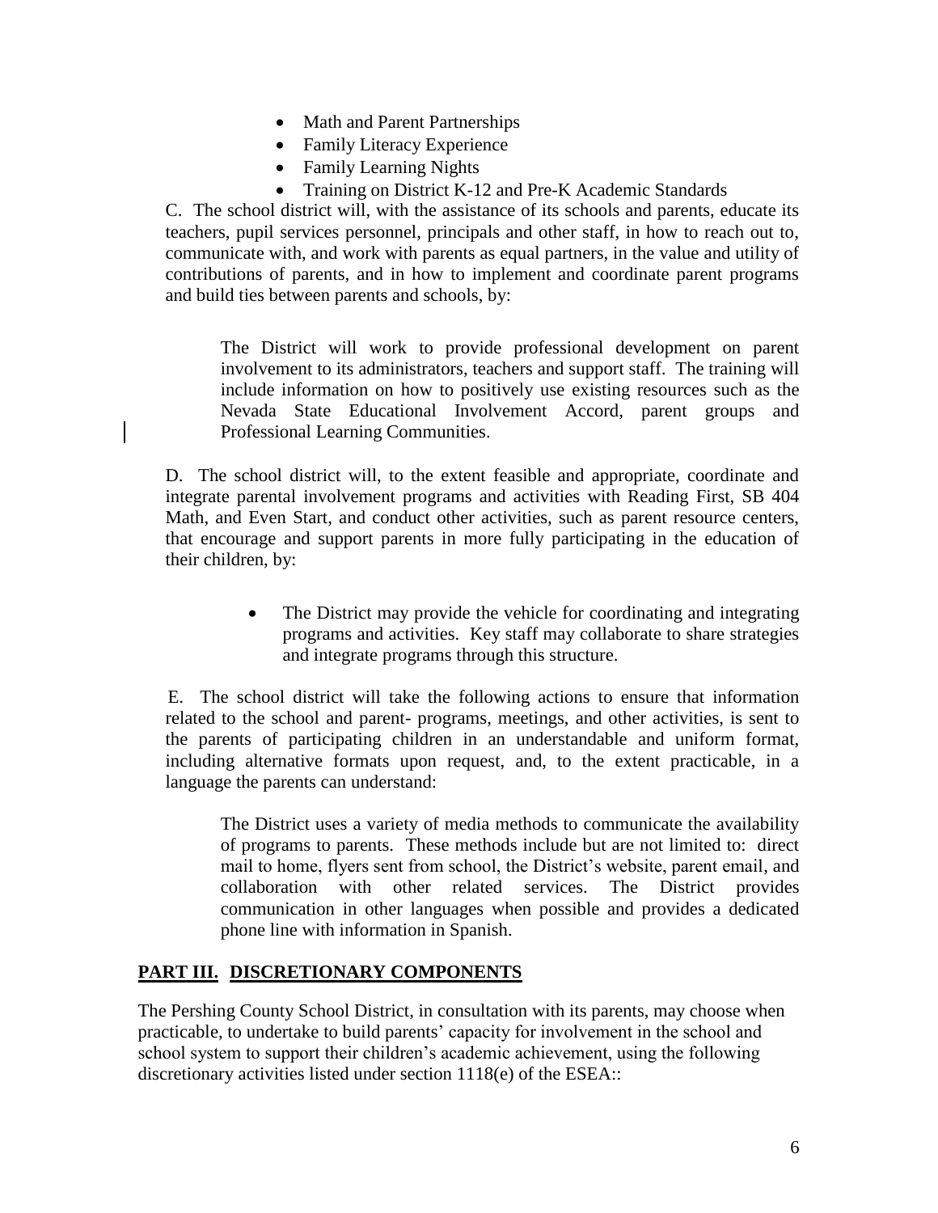- Math and Parent Partnerships
- Family Literacy Experience
- Family Learning Nights
- Training on District K-12 and Pre-K Academic Standards

C. The school district will, with the assistance of its schools and parents, educate its teachers, pupil services personnel, principals and other staff, in how to reach out to, communicate with, and work with parents as equal partners, in the value and utility of contributions of parents, and in how to implement and coordinate parent programs and build ties between parents and schools, by:

> The District will work to provide professional development on parent involvement to its administrators, teachers and support staff. The training will include information on how to positively use existing resources such as the Nevada State Educational Involvement Accord, parent groups and Professional Learning Communities.

D. The school district will, to the extent feasible and appropriate, coordinate and integrate parental involvement programs and activities with Reading First, SB 404 Math, and Even Start, and conduct other activities, such as parent resource centers, that encourage and support parents in more fully participating in the education of their children, by:

- The District may provide the vehicle for coordinating and integrating programs and activities. Key staff may collaborate to share strategies and integrate programs through this structure.

E. The school district will take the following actions to ensure that information related to the school and parent- programs, meetings, and other activities, is sent to the parents of participating children in an understandable and uniform format, including alternative formats upon request, and, to the extent practicable, in a language the parents can understand:

> The District uses a variety of media methods to communicate the availability of programs to parents. These methods include but are not limited to: direct mail to home, flyers sent from school, the District's website, parent email, and collaboration with other related services. The District provides communication in other languages when possible and provides a dedicated phone line with information in Spanish.

## **PART III. DISCRETIONARY COMPONENTS**

The Pershing County School District, in consultation with its parents, may choose when practicable, to undertake to build parents' capacity for involvement in the school and school system to support their children's academic achievement, using the following discretionary activities listed under section 1118(e) of the ESEA::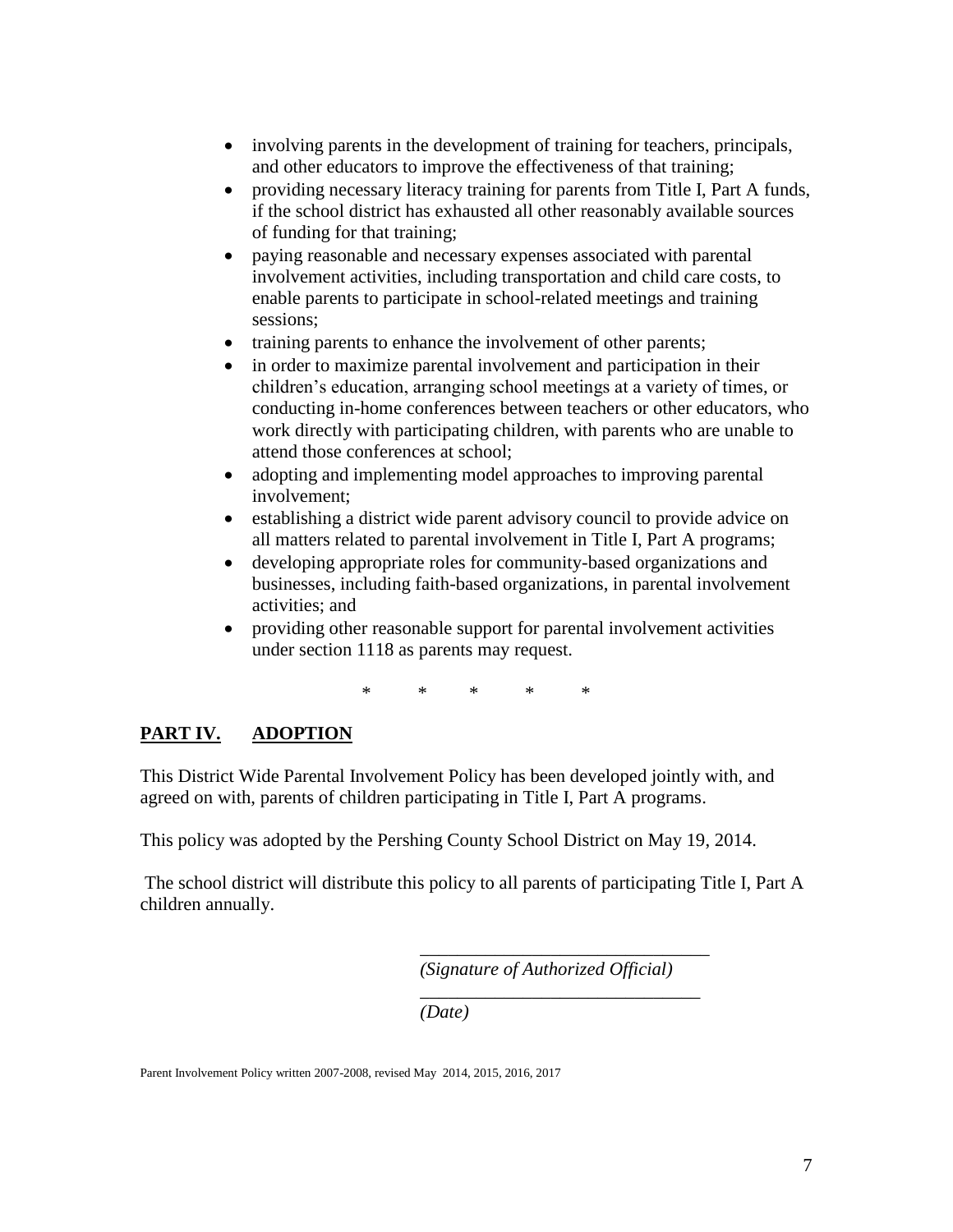- involving parents in the development of training for teachers, principals, and other educators to improve the effectiveness of that training;
- providing necessary literacy training for parents from Title I, Part A funds, if the school district has exhausted all other reasonably available sources of funding for that training;
- paying reasonable and necessary expenses associated with parental involvement activities, including transportation and child care costs, to enable parents to participate in school-related meetings and training sessions;
- training parents to enhance the involvement of other parents;
- in order to maximize parental involvement and participation in their children's education, arranging school meetings at a variety of times, or conducting in-home conferences between teachers or other educators, who work directly with participating children, with parents who are unable to attend those conferences at school;
- adopting and implementing model approaches to improving parental involvement;
- establishing a district wide parent advisory council to provide advice on all matters related to parental involvement in Title I, Part A programs;
- developing appropriate roles for community-based organizations and businesses, including faith-based organizations, in parental involvement activities; and
- providing other reasonable support for parental involvement activities under section 1118 as parents may request.

\* \* \* \* \*

## **PART IV. ADOPTION**

This District Wide Parental Involvement Policy has been developed jointly with, and agreed on with, parents of children participating in Title I, Part A programs.

This policy was adopted by the Pershing County School District on May 19, 2014.

The school district will distribute this policy to all parents of participating Title I, Part A children annually.

\_\_\_\_\_\_\_\_\_\_\_\_\_\_\_\_\_\_\_\_\_\_\_\_\_\_\_\_\_\_
*(Signature of Authorized Official)*

\_\_\_\_\_\_\_\_\_\_\_\_\_\_\_\_\_\_\_\_\_\_\_\_\_\_\_\_\_\_
*(Date)*

Parent Involvement Policy written 2007-2008, revised May 2014, 2015, 2016, 2017